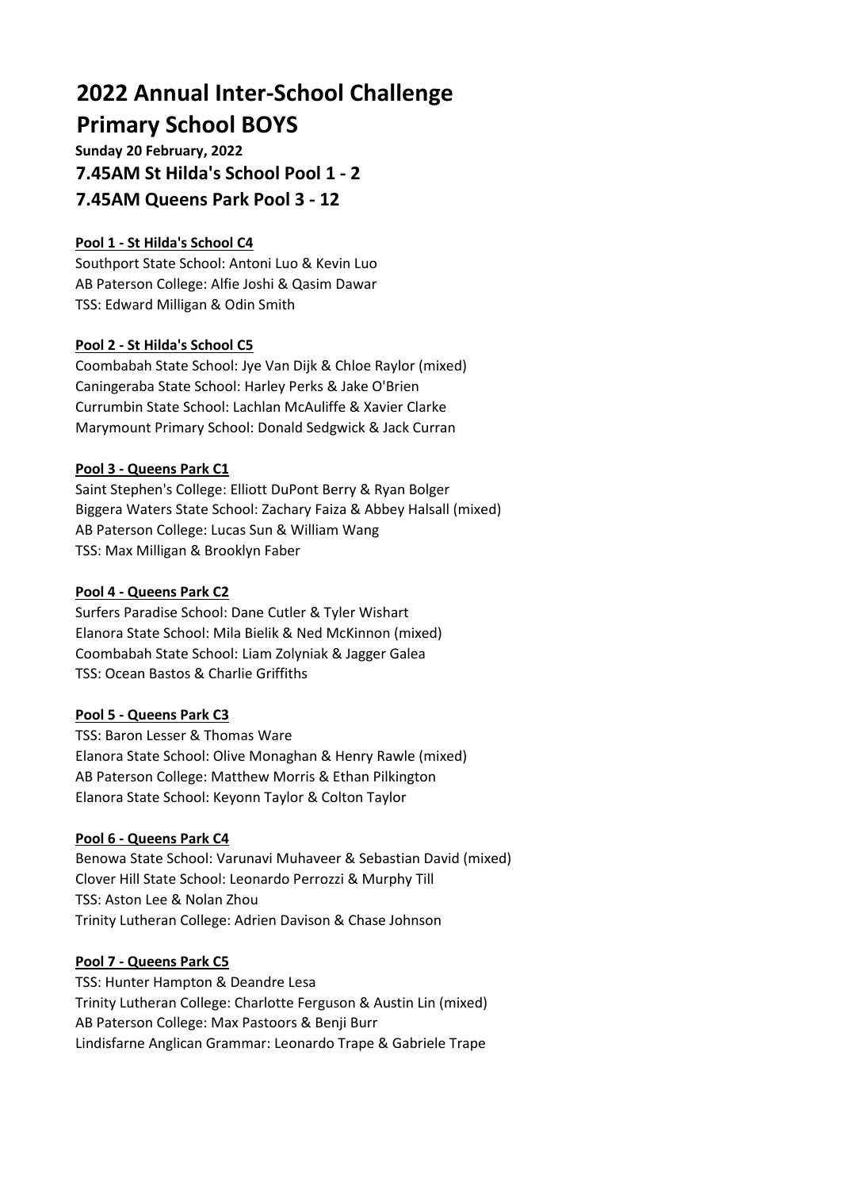# 2022 Annual Inter-School Challenge

# Primary School BOYS

**Sunday 20 February, 2022**

## 7.45AM St Hilda's School Pool 1 - 2

## 7.45AM Queens Park Pool 3 - 12

### Pool 1 - St Hilda's School C4

Southport State School: Antoni Luo & Kevin Luo
AB Paterson College: Alfie Joshi & Qasim Dawar
TSS: Edward Milligan & Odin Smith

### Pool 2 - St Hilda's School C5

Coombabah State School: Jye Van Dijk & Chloe Raylor (mixed)
Caningeraba State School: Harley Perks & Jake O'Brien
Currumbin State School: Lachlan McAuliffe & Xavier Clarke
Marymount Primary School: Donald Sedgwick & Jack Curran

### Pool 3 - Queens Park C1

Saint Stephen's College: Elliott DuPont Berry & Ryan Bolger
Biggera Waters State School: Zachary Faiza & Abbey Halsall (mixed)
AB Paterson College: Lucas Sun & William Wang
TSS: Max Milligan & Brooklyn Faber

### Pool 4 - Queens Park C2

Surfers Paradise School: Dane Cutler & Tyler Wishart
Elanora State School: Mila Bielik & Ned McKinnon (mixed)
Coombabah State School: Liam Zolyniak & Jagger Galea
TSS: Ocean Bastos & Charlie Griffiths

### Pool 5 - Queens Park C3

TSS: Baron Lesser & Thomas Ware
Elanora State School: Olive Monaghan & Henry Rawle (mixed)
AB Paterson College: Matthew Morris & Ethan Pilkington
Elanora State School: Keyonn Taylor & Colton Taylor

### Pool 6 - Queens Park C4

Benowa State School: Varunavi Muhaveer & Sebastian David (mixed)
Clover Hill State School: Leonardo Perrozzi & Murphy Till
TSS: Aston Lee & Nolan Zhou
Trinity Lutheran College: Adrien Davison & Chase Johnson

### Pool 7 - Queens Park C5

TSS: Hunter Hampton & Deandre Lesa
Trinity Lutheran College: Charlotte Ferguson & Austin Lin (mixed)
AB Paterson College: Max Pastoors & Benji Burr
Lindisfarne Anglican Grammar: Leonardo Trape & Gabriele Trape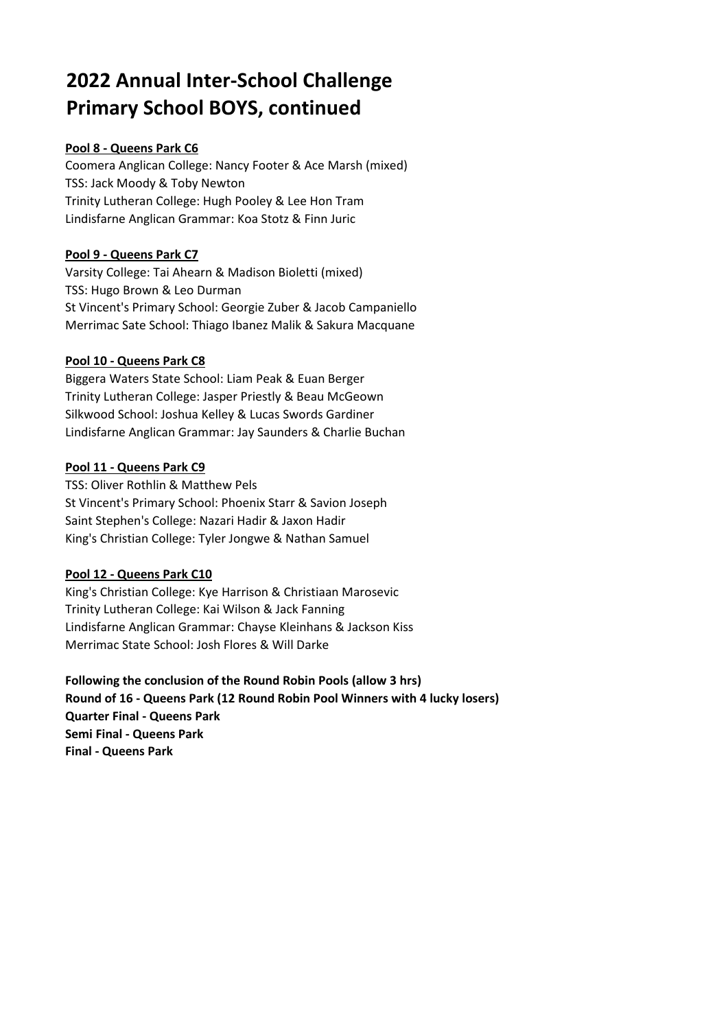# 2022 Annual Inter-School Challenge
# Primary School BOYS, continued

**Pool 8 - Queens Park C6**

Coomera Anglican College: Nancy Footer & Ace Marsh (mixed)
TSS: Jack Moody & Toby Newton
Trinity Lutheran College: Hugh Pooley & Lee Hon Tram
Lindisfarne Anglican Grammar: Koa Stotz & Finn Juric

**Pool 9 - Queens Park C7**

Varsity College: Tai Ahearn & Madison Bioletti (mixed)
TSS: Hugo Brown & Leo Durman
St Vincent's Primary School: Georgie Zuber & Jacob Campaniello
Merrimac Sate School: Thiago Ibanez Malik & Sakura Macquane

**Pool 10 - Queens Park C8**

Biggera Waters State School: Liam Peak & Euan Berger
Trinity Lutheran College: Jasper Priestly & Beau McGeown
Silkwood School: Joshua Kelley & Lucas Swords Gardiner
Lindisfarne Anglican Grammar: Jay Saunders & Charlie Buchan

**Pool 11 - Queens Park C9**

TSS: Oliver Rothlin & Matthew Pels
St Vincent's Primary School: Phoenix Starr & Savion Joseph
Saint Stephen's College: Nazari Hadir & Jaxon Hadir
King's Christian College: Tyler Jongwe & Nathan Samuel

**Pool 12 - Queens Park C10**

King's Christian College: Kye Harrison & Christiaan Marosevic
Trinity Lutheran College: Kai Wilson & Jack Fanning
Lindisfarne Anglican Grammar: Chayse Kleinhans & Jackson Kiss
Merrimac State School: Josh Flores & Will Darke

**Following the conclusion of the Round Robin Pools (allow 3 hrs)**
**Round of 16 - Queens Park (12 Round Robin Pool Winners with 4 lucky losers)**
**Quarter Final - Queens Park**
**Semi Final - Queens Park**
**Final - Queens Park**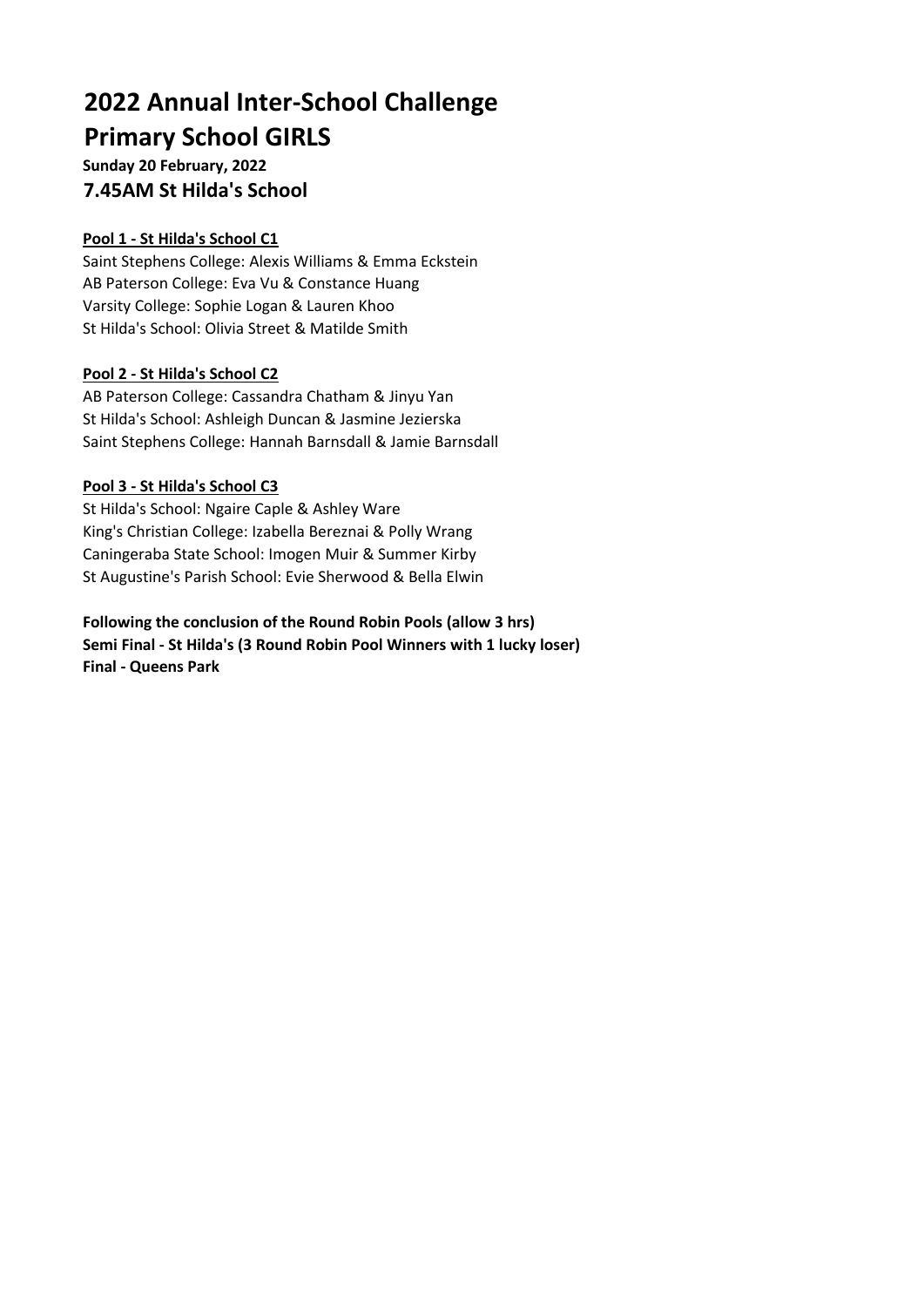# 2022 Annual Inter-School Challenge

# Primary School GIRLS

**Sunday 20 February, 2022**

## 7.45AM St Hilda's School

**Pool 1 - St Hilda's School C1**

Saint Stephens College: Alexis Williams & Emma Eckstein
AB Paterson College: Eva Vu & Constance Huang
Varsity College: Sophie Logan & Lauren Khoo
St Hilda's School: Olivia Street & Matilde Smith

**Pool 2 - St Hilda's School C2**

AB Paterson College: Cassandra Chatham & Jinyu Yan
St Hilda's School: Ashleigh Duncan & Jasmine Jezierska
Saint Stephens College: Hannah Barnsdall & Jamie Barnsdall

**Pool 3 - St Hilda's School C3**

St Hilda's School: Ngaire Caple & Ashley Ware
King's Christian College: Izabella Bereznai & Polly Wrang
Caningeraba State School: Imogen Muir & Summer Kirby
St Augustine's Parish School: Evie Sherwood & Bella Elwin

**Following the conclusion of the Round Robin Pools (allow 3 hrs)**
**Semi Final - St Hilda's (3 Round Robin Pool Winners with 1 lucky loser)**
**Final - Queens Park**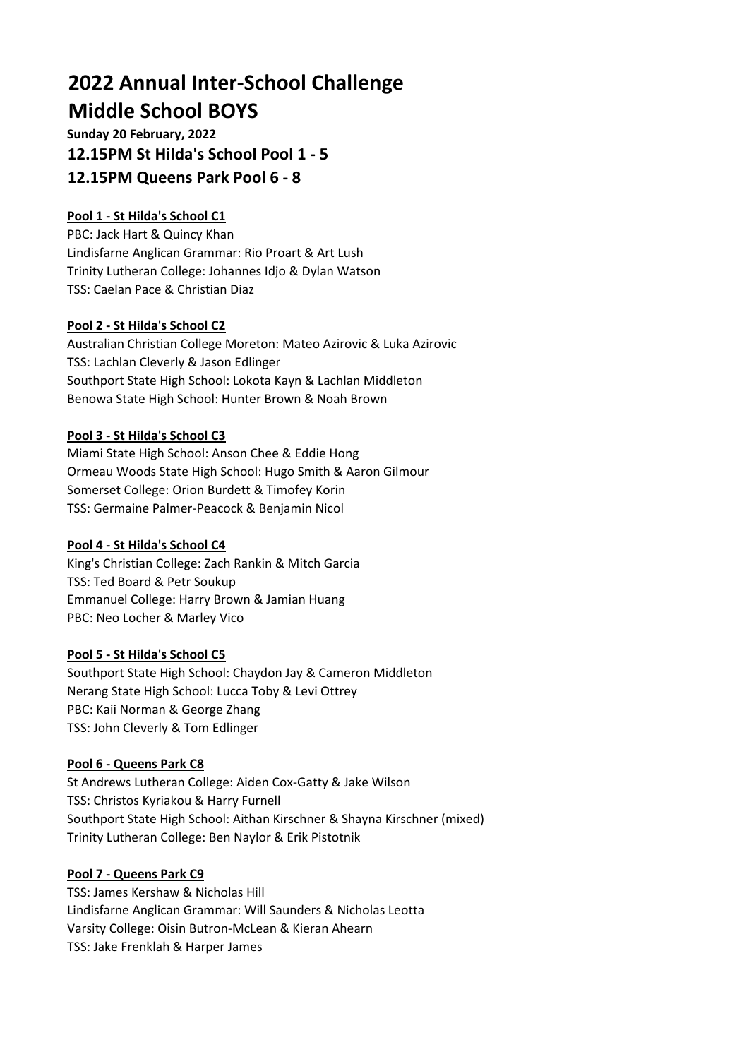# 2022 Annual Inter-School Challenge
# Middle School BOYS

**Sunday 20 February, 2022**

## 12.15PM St Hilda's School Pool 1 - 5
## 12.15PM Queens Park Pool 6 - 8

**Pool 1 - St Hilda's School C1**

PBC: Jack Hart & Quincy Khan
Lindisfarne Anglican Grammar: Rio Proart & Art Lush
Trinity Lutheran College: Johannes Idjo & Dylan Watson
TSS: Caelan Pace & Christian Diaz

**Pool 2 - St Hilda's School C2**

Australian Christian College Moreton: Mateo Azirovic & Luka Azirovic
TSS: Lachlan Cleverly & Jason Edlinger
Southport State High School: Lokota Kayn & Lachlan Middleton
Benowa State High School: Hunter Brown & Noah Brown

**Pool 3 - St Hilda's School C3**

Miami State High School: Anson Chee & Eddie Hong
Ormeau Woods State High School: Hugo Smith & Aaron Gilmour
Somerset College: Orion Burdett & Timofey Korin
TSS: Germaine Palmer-Peacock & Benjamin Nicol

**Pool 4 - St Hilda's School C4**

King's Christian College: Zach Rankin & Mitch Garcia
TSS: Ted Board & Petr Soukup
Emmanuel College: Harry Brown & Jamian Huang
PBC: Neo Locher & Marley Vico

**Pool 5 - St Hilda's School C5**

Southport State High School: Chaydon Jay & Cameron Middleton
Nerang State High School: Lucca Toby & Levi Ottrey
PBC: Kaii Norman & George Zhang
TSS: John Cleverly & Tom Edlinger

**Pool 6 - Queens Park C8**

St Andrews Lutheran College: Aiden Cox-Gatty & Jake Wilson
TSS: Christos Kyriakou & Harry Furnell
Southport State High School: Aithan Kirschner & Shayna Kirschner (mixed)
Trinity Lutheran College: Ben Naylor & Erik Pistotnik

**Pool 7 - Queens Park C9**

TSS: James Kershaw & Nicholas Hill
Lindisfarne Anglican Grammar: Will Saunders & Nicholas Leotta
Varsity College: Oisin Butron-McLean & Kieran Ahearn
TSS: Jake Frenklah & Harper James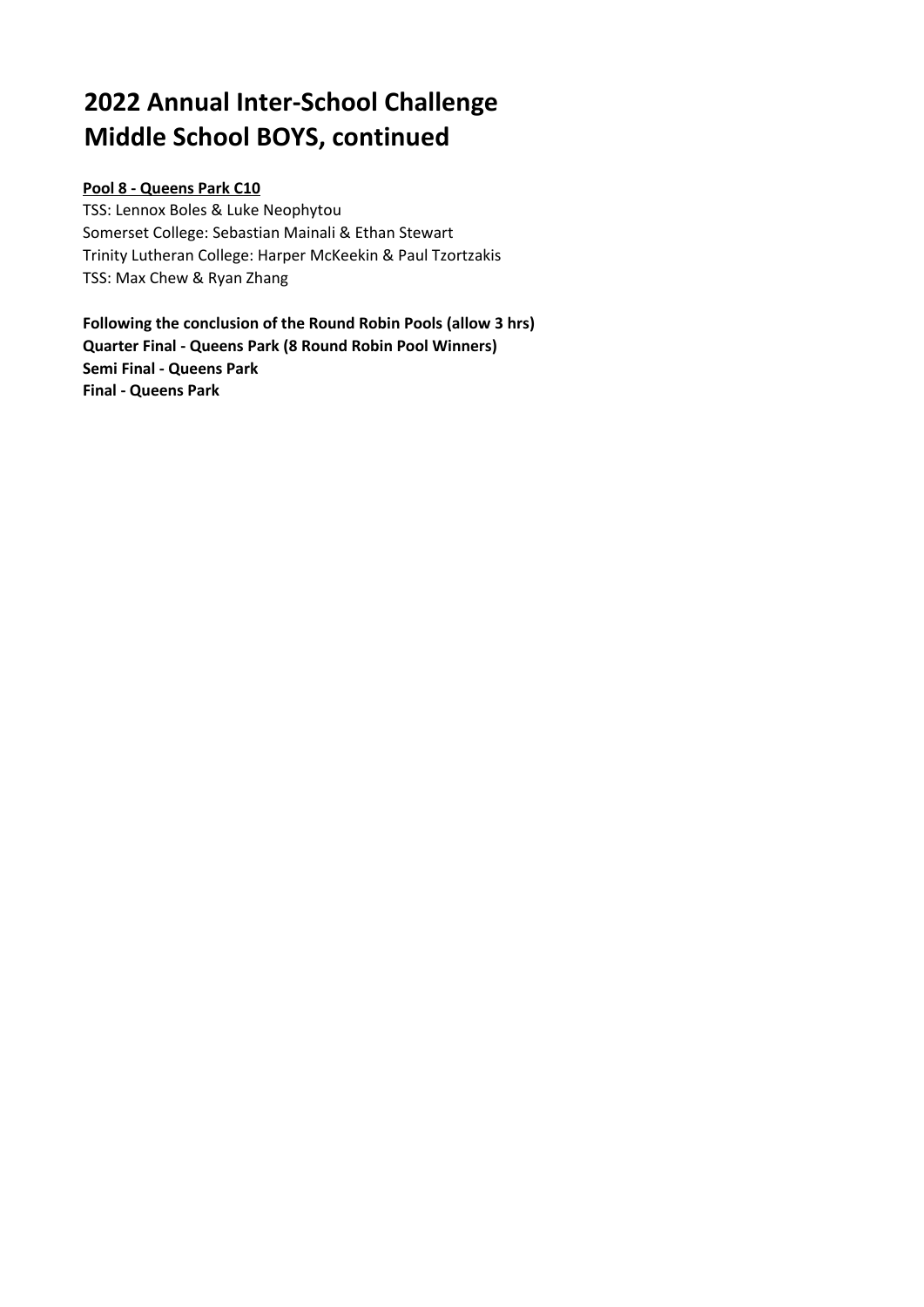# 2022 Annual Inter-School Challenge
# Middle School BOYS, continued

**Pool 8 - Queens Park C10**

TSS: Lennox Boles & Luke Neophytou
Somerset College: Sebastian Mainali & Ethan Stewart
Trinity Lutheran College: Harper McKeekin & Paul Tzortzakis
TSS: Max Chew & Ryan Zhang

**Following the conclusion of the Round Robin Pools (allow 3 hrs)**
**Quarter Final - Queens Park (8 Round Robin Pool Winners)**
**Semi Final - Queens Park**
**Final - Queens Park**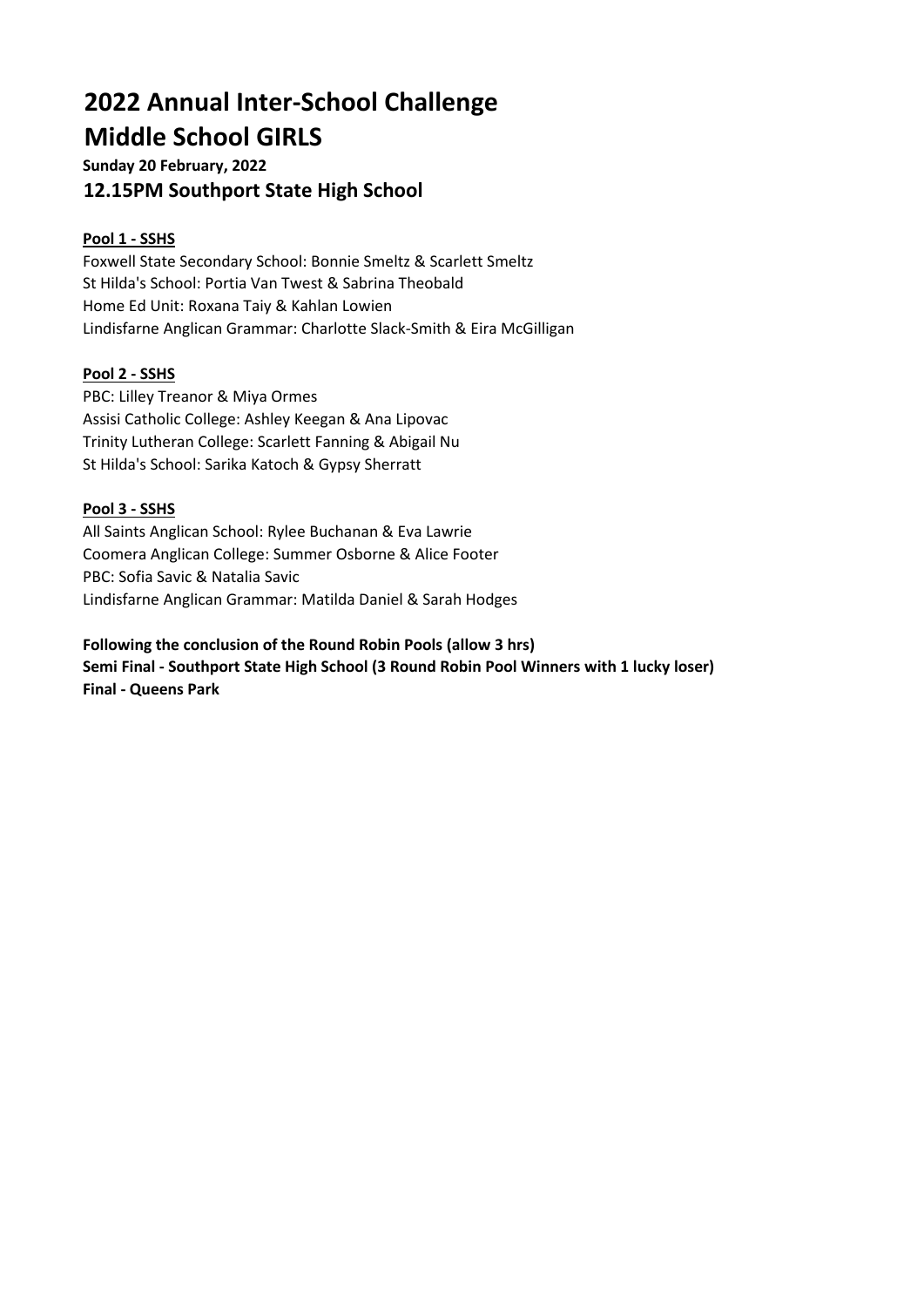# 2022 Annual Inter-School Challenge
# Middle School GIRLS

**Sunday 20 February, 2022**

### 12.15PM Southport State High School

**Pool 1 - SSHS**

Foxwell State Secondary School: Bonnie Smeltz & Scarlett Smeltz
St Hilda's School: Portia Van Twest & Sabrina Theobald
Home Ed Unit: Roxana Taiy & Kahlan Lowien
Lindisfarne Anglican Grammar: Charlotte Slack-Smith & Eira McGilligan

**Pool 2 - SSHS**

PBC: Lilley Treanor & Miya Ormes
Assisi Catholic College: Ashley Keegan & Ana Lipovac
Trinity Lutheran College: Scarlett Fanning & Abigail Nu
St Hilda's School: Sarika Katoch & Gypsy Sherratt

**Pool 3 - SSHS**

All Saints Anglican School: Rylee Buchanan & Eva Lawrie
Coomera Anglican College: Summer Osborne & Alice Footer
PBC: Sofia Savic & Natalia Savic
Lindisfarne Anglican Grammar: Matilda Daniel & Sarah Hodges

**Following the conclusion of the Round Robin Pools (allow 3 hrs)**
**Semi Final - Southport State High School (3 Round Robin Pool Winners with 1 lucky loser)**
**Final - Queens Park**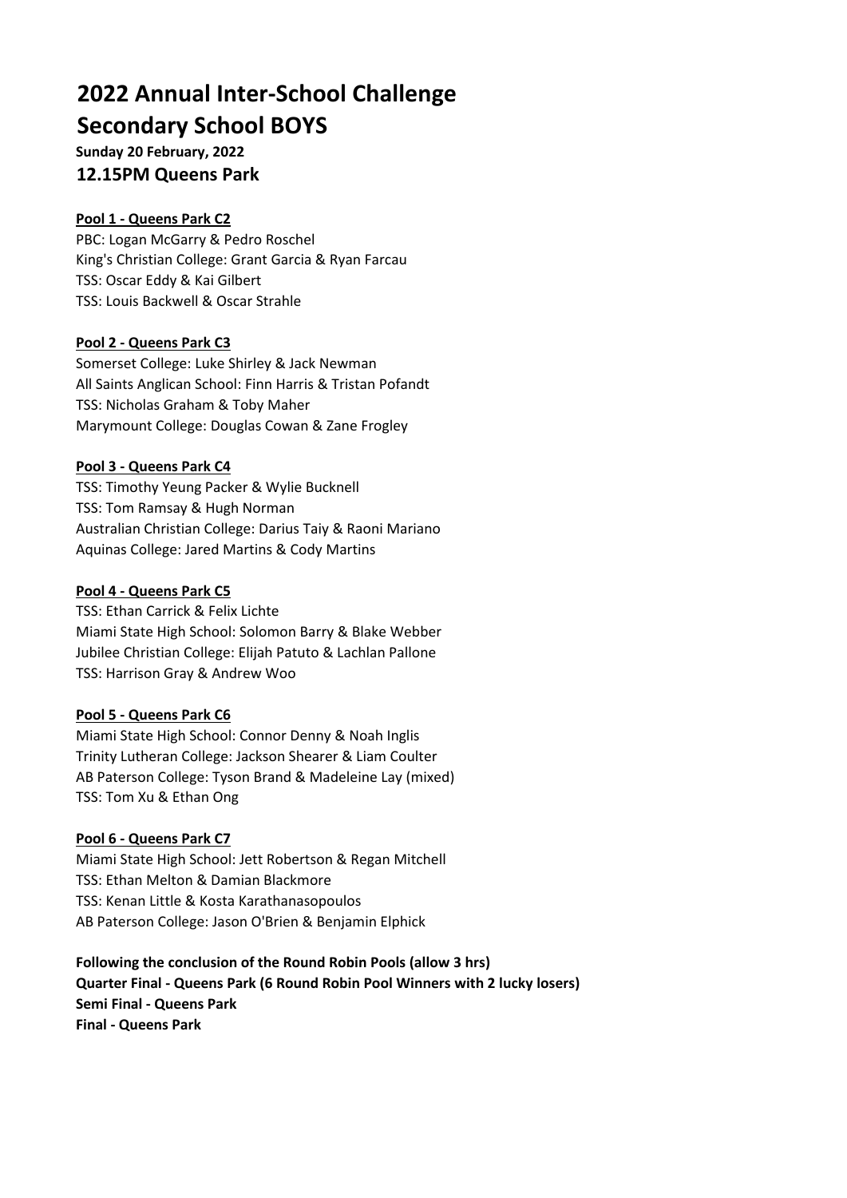# 2022 Annual Inter-School Challenge

# Secondary School BOYS

**Sunday 20 February, 2022**

**12.15PM Queens Park**

**Pool 1 - Queens Park C2**

PBC: Logan McGarry & Pedro Roschel
King's Christian College: Grant Garcia & Ryan Farcau
TSS: Oscar Eddy & Kai Gilbert
TSS: Louis Backwell & Oscar Strahle

**Pool 2 - Queens Park C3**

Somerset College: Luke Shirley & Jack Newman
All Saints Anglican School: Finn Harris & Tristan Pofandt
TSS: Nicholas Graham & Toby Maher
Marymount College: Douglas Cowan & Zane Frogley

**Pool 3 - Queens Park C4**

TSS: Timothy Yeung Packer & Wylie Bucknell
TSS: Tom Ramsay & Hugh Norman
Australian Christian College: Darius Taiy & Raoni Mariano
Aquinas College: Jared Martins & Cody Martins

**Pool 4 - Queens Park C5**

TSS: Ethan Carrick & Felix Lichte
Miami State High School: Solomon Barry & Blake Webber
Jubilee Christian College: Elijah Patuto & Lachlan Pallone
TSS: Harrison Gray & Andrew Woo

**Pool 5 - Queens Park C6**

Miami State High School: Connor Denny & Noah Inglis
Trinity Lutheran College: Jackson Shearer & Liam Coulter
AB Paterson College: Tyson Brand & Madeleine Lay (mixed)
TSS: Tom Xu & Ethan Ong

**Pool 6 - Queens Park C7**

Miami State High School: Jett Robertson & Regan Mitchell
TSS: Ethan Melton & Damian Blackmore
TSS: Kenan Little & Kosta Karathanasopoulos
AB Paterson College: Jason O'Brien & Benjamin Elphick

**Following the conclusion of the Round Robin Pools (allow 3 hrs)**
**Quarter Final - Queens Park (6 Round Robin Pool Winners with 2 lucky losers)**
**Semi Final - Queens Park**
**Final - Queens Park**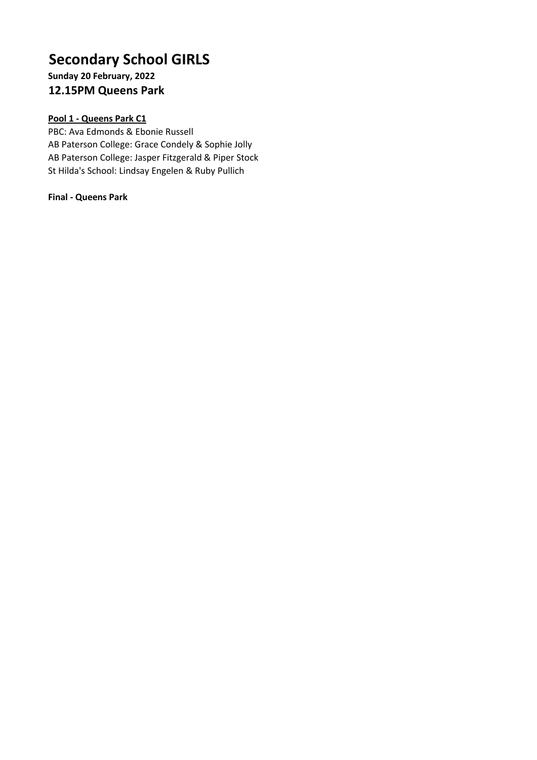# Secondary School GIRLS

**Sunday 20 February, 2022**

### 12.15PM Queens Park

**Pool 1 - Queens Park C1**

PBC: Ava Edmonds & Ebonie Russell
AB Paterson College: Grace Condely & Sophie Jolly
AB Paterson College: Jasper Fitzgerald & Piper Stock
St Hilda's School: Lindsay Engelen & Ruby Pullich

**Final - Queens Park**